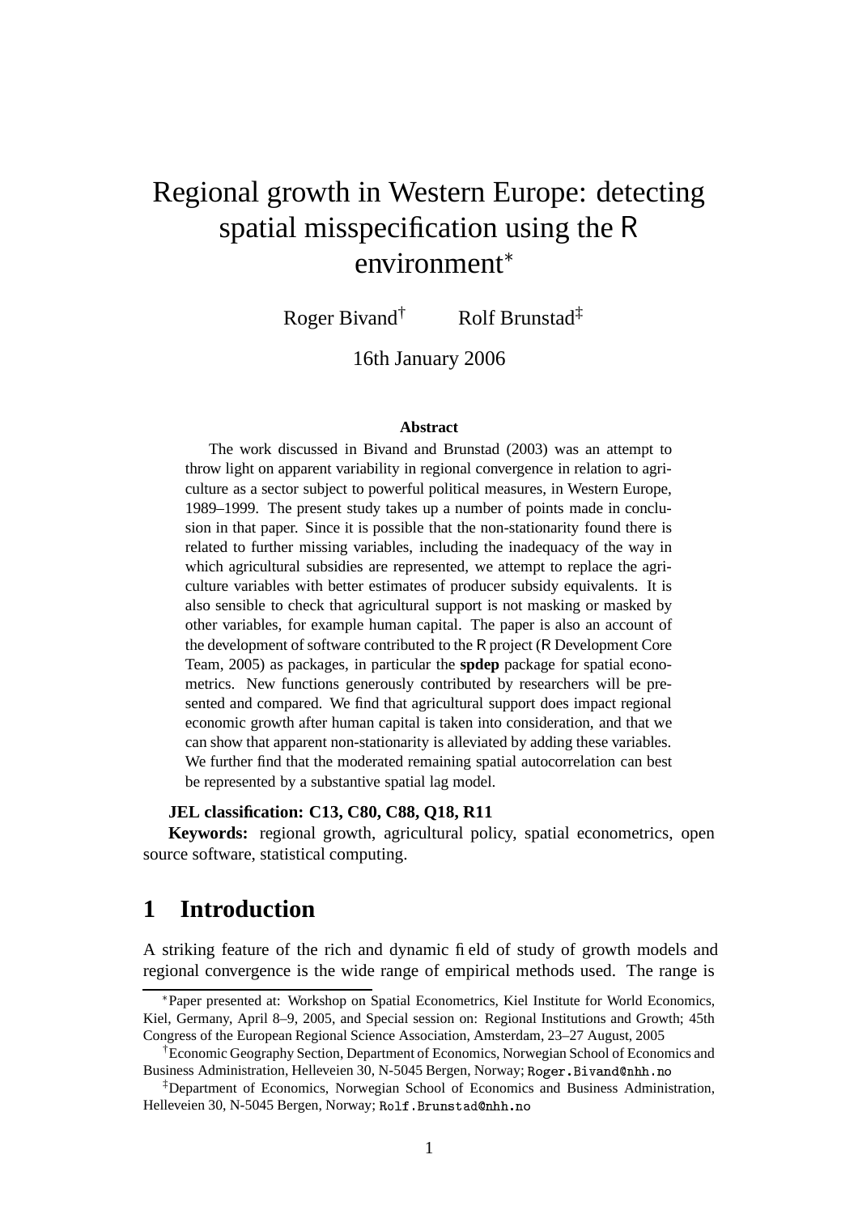# Regional growth in Western Europe: detecting spatial misspecification using the R environment*

Roger Bivand[†] Rolf Brunstad[‡]

16th January 2006

**Abstract**

The work discussed in Bivand and Brunstad (2003) was an attempt to throw light on apparent variability in regional convergence in relation to agriculture as a sector subject to powerful political measures, in Western Europe, 1989–1999. The present study takes up a number of points made in conclusion in that paper. Since it is possible that the non-stationarity found there is related to further missing variables, including the inadequacy of the way in which agricultural subsidies are represented, we attempt to replace the agriculture variables with better estimates of producer subsidy equivalents. It is also sensible to check that agricultural support is not masking or masked by other variables, for example human capital. The paper is also an account of the development of software contributed to the R project (R Development Core Team, 2005) as packages, in particular the **spdep** package for spatial econometrics. New functions generously contributed by researchers will be presented and compared. We find that agricultural support does impact regional economic growth after human capital is taken into consideration, and that we can show that apparent non-stationarity is alleviated by adding these variables. We further find that the moderated remaining spatial autocorrelation can best be represented by a substantive spatial lag model.

**JEL classification: C13, C80, C88, Q18, R11**

**Keywords:** regional growth, agricultural policy, spatial econometrics, open source software, statistical computing.

## 1 Introduction

A striking feature of the rich and dynamic field of study of growth models and regional convergence is the wide range of empirical methods used. The range is

---

*Paper presented at: Workshop on Spatial Econometrics, Kiel Institute for World Economics, Kiel, Germany, April 8–9, 2005, and Special session on: Regional Institutions and Growth; 45th Congress of the European Regional Science Association, Amsterdam, 23–27 August, 2005

[†]Economic Geography Section, Department of Economics, Norwegian School of Economics and Business Administration, Helleveien 30, N-5045 Bergen, Norway; Roger.Bivand@nhh.no

[‡]Department of Economics, Norwegian School of Economics and Business Administration, Helleveien 30, N-5045 Bergen, Norway; Rolf.Brunstad@nhh.no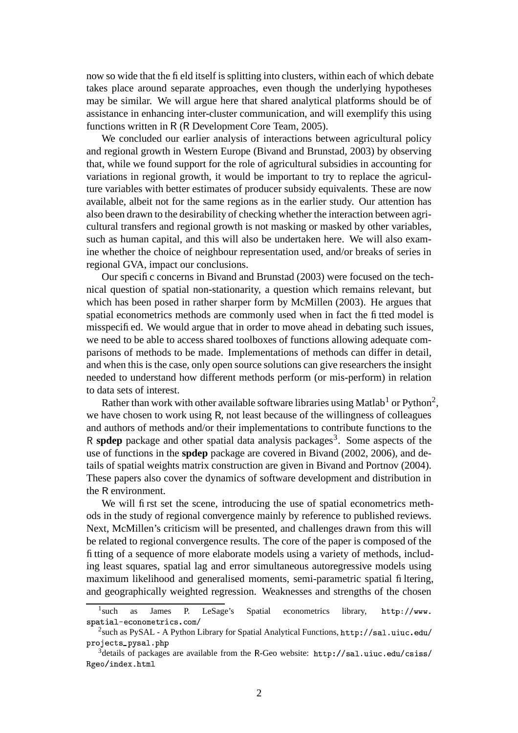now so wide that the field itself is splitting into clusters, within each of which debate takes place around separate approaches, even though the underlying hypotheses may be similar. We will argue here that shared analytical platforms should be of assistance in enhancing inter-cluster communication, and will exemplify this using functions written in R (R Development Core Team, 2005).

We concluded our earlier analysis of interactions between agricultural policy and regional growth in Western Europe (Bivand and Brunstad, 2003) by observing that, while we found support for the role of agricultural subsidies in accounting for variations in regional growth, it would be important to try to replace the agriculture variables with better estimates of producer subsidy equivalents. These are now available, albeit not for the same regions as in the earlier study. Our attention has also been drawn to the desirability of checking whether the interaction between agricultural transfers and regional growth is not masking or masked by other variables, such as human capital, and this will also be undertaken here. We will also examine whether the choice of neighbour representation used, and/or breaks of series in regional GVA, impact our conclusions.

Our specific concerns in Bivand and Brunstad (2003) were focused on the technical question of spatial non-stationarity, a question which remains relevant, but which has been posed in rather sharper form by McMillen (2003). He argues that spatial econometrics methods are commonly used when in fact the fitted model is misspecified. We would argue that in order to move ahead in debating such issues, we need to be able to access shared toolboxes of functions allowing adequate comparisons of methods to be made. Implementations of methods can differ in detail, and when this is the case, only open source solutions can give researchers the insight needed to understand how different methods perform (or mis-perform) in relation to data sets of interest.

Rather than work with other available software libraries using Matlab[1] or Python[2], we have chosen to work using R, not least because of the willingness of colleagues and authors of methods and/or their implementations to contribute functions to the R **spdep** package and other spatial data analysis packages[3]. Some aspects of the use of functions in the **spdep** package are covered in Bivand (2002, 2006), and details of spatial weights matrix construction are given in Bivand and Portnov (2004). These papers also cover the dynamics of software development and distribution in the R environment.

We will first set the scene, introducing the use of spatial econometrics methods in the study of regional convergence mainly by reference to published reviews. Next, McMillen's criticism will be presented, and challenges drawn from this will be related to regional convergence results. The core of the paper is composed of the fitting of a sequence of more elaborate models using a variety of methods, including least squares, spatial lag and error simultaneous autoregressive models using maximum likelihood and generalised moments, semi-parametric spatial filtering, and geographically weighted regression. Weaknesses and strengths of the chosen

---

[1] such as James P. LeSage's Spatial econometrics library, `http://www.spatial-econometrics.com/`

[2] such as PySAL - A Python Library for Spatial Analytical Functions, `http://sal.uiuc.edu/projects_pysal.php`

[3] details of packages are available from the R-Geo website: `http://sal.uiuc.edu/csiss/Rgeo/index.html`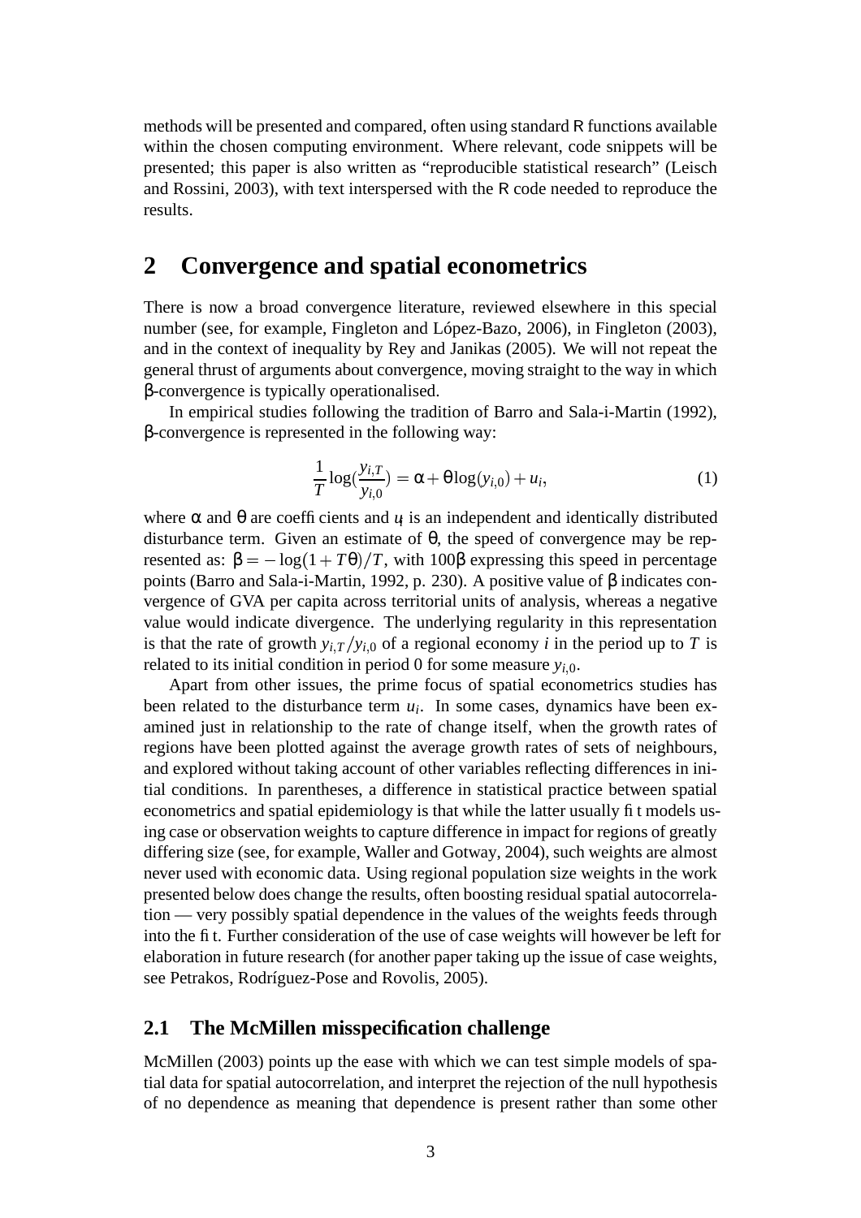methods will be presented and compared, often using standard R functions available within the chosen computing environment. Where relevant, code snippets will be presented; this paper is also written as "reproducible statistical research" (Leisch and Rossini, 2003), with text interspersed with the R code needed to reproduce the results.

## 2 Convergence and spatial econometrics

There is now a broad convergence literature, reviewed elsewhere in this special number (see, for example, Fingleton and López-Bazo, 2006), in Fingleton (2003), and in the context of inequality by Rey and Janikas (2005). We will not repeat the general thrust of arguments about convergence, moving straight to the way in which β-convergence is typically operationalised.

In empirical studies following the tradition of Barro and Sala-i-Martin (1992), β-convergence is represented in the following way:

$$\frac{1}{T}\log(\frac{y_{i,T}}{y_{i,0}}) = \alpha + \theta \log(y_{i,0}) + u_i, \tag{1}$$

where $\alpha$ and $\theta$ are coefficients and $u_i$ is an independent and identically distributed disturbance term. Given an estimate of $\theta$, the speed of convergence may be represented as: $\beta = -\log(1 + T\theta)/T$, with $100\beta$ expressing this speed in percentage points (Barro and Sala-i-Martin, 1992, p. 230). A positive value of $\beta$ indicates convergence of GVA per capita across territorial units of analysis, whereas a negative value would indicate divergence. The underlying regularity in this representation is that the rate of growth $y_{i,T}/y_{i,0}$ of a regional economy $i$ in the period up to $T$ is related to its initial condition in period 0 for some measure $y_{i,0}$.

Apart from other issues, the prime focus of spatial econometrics studies has been related to the disturbance term $u_i$. In some cases, dynamics have been examined just in relationship to the rate of change itself, when the growth rates of regions have been plotted against the average growth rates of sets of neighbours, and explored without taking account of other variables reflecting differences in initial conditions. In parentheses, a difference in statistical practice between spatial econometrics and spatial epidemiology is that while the latter usually fit models using case or observation weights to capture difference in impact for regions of greatly differing size (see, for example, Waller and Gotway, 2004), such weights are almost never used with economic data. Using regional population size weights in the work presented below does change the results, often boosting residual spatial autocorrelation — very possibly spatial dependence in the values of the weights feeds through into the fit. Further consideration of the use of case weights will however be left for elaboration in future research (for another paper taking up the issue of case weights, see Petrakos, Rodríguez-Pose and Rovolis, 2005).

### 2.1 The McMillen misspecification challenge

McMillen (2003) points up the ease with which we can test simple models of spatial data for spatial autocorrelation, and interpret the rejection of the null hypothesis of no dependence as meaning that dependence is present rather than some other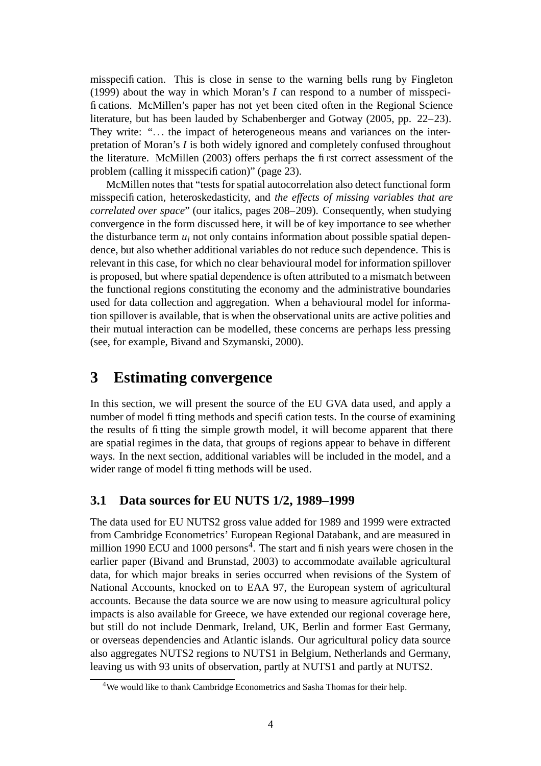misspecification. This is close in sense to the warning bells rung by Fingleton (1999) about the way in which Moran's $I$ can respond to a number of misspecifications. McMillen's paper has not yet been cited often in the Regional Science literature, but has been lauded by Schabenberger and Gotway (2005, pp. 22–23). They write: "... the impact of heterogeneous means and variances on the interpretation of Moran's $I$ is both widely ignored and completely confused throughout the literature. McMillen (2003) offers perhaps the first correct assessment of the problem (calling it misspecification)" (page 23).

McMillen notes that "tests for spatial autocorrelation also detect functional form misspecification, heteroskedasticity, and *the effects of missing variables that are correlated over space*" (our italics, pages 208–209). Consequently, when studying convergence in the form discussed here, it will be of key importance to see whether the disturbance term $u_i$ not only contains information about possible spatial dependence, but also whether additional variables do not reduce such dependence. This is relevant in this case, for which no clear behavioural model for information spillover is proposed, but where spatial dependence is often attributed to a mismatch between the functional regions constituting the economy and the administrative boundaries used for data collection and aggregation. When a behavioural model for information spillover is available, that is when the observational units are active polities and their mutual interaction can be modelled, these concerns are perhaps less pressing (see, for example, Bivand and Szymanski, 2000).

# 3 Estimating convergence

In this section, we will present the source of the EU GVA data used, and apply a number of model fitting methods and specification tests. In the course of examining the results of fitting the simple growth model, it will become apparent that there are spatial regimes in the data, that groups of regions appear to behave in different ways. In the next section, additional variables will be included in the model, and a wider range of model fitting methods will be used.

## 3.1 Data sources for EU NUTS 1/2, 1989–1999

The data used for EU NUTS2 gross value added for 1989 and 1999 were extracted from Cambridge Econometrics' European Regional Databank, and are measured in million 1990 ECU and 1000 persons[4]. The start and finish years were chosen in the earlier paper (Bivand and Brunstad, 2003) to accommodate available agricultural data, for which major breaks in series occurred when revisions of the System of National Accounts, knocked on to EAA 97, the European system of agricultural accounts. Because the data source we are now using to measure agricultural policy impacts is also available for Greece, we have extended our regional coverage here, but still do not include Denmark, Ireland, UK, Berlin and former East Germany, or overseas dependencies and Atlantic islands. Our agricultural policy data source also aggregates NUTS2 regions to NUTS1 in Belgium, Netherlands and Germany, leaving us with 93 units of observation, partly at NUTS1 and partly at NUTS2.

[4] We would like to thank Cambridge Econometrics and Sasha Thomas for their help.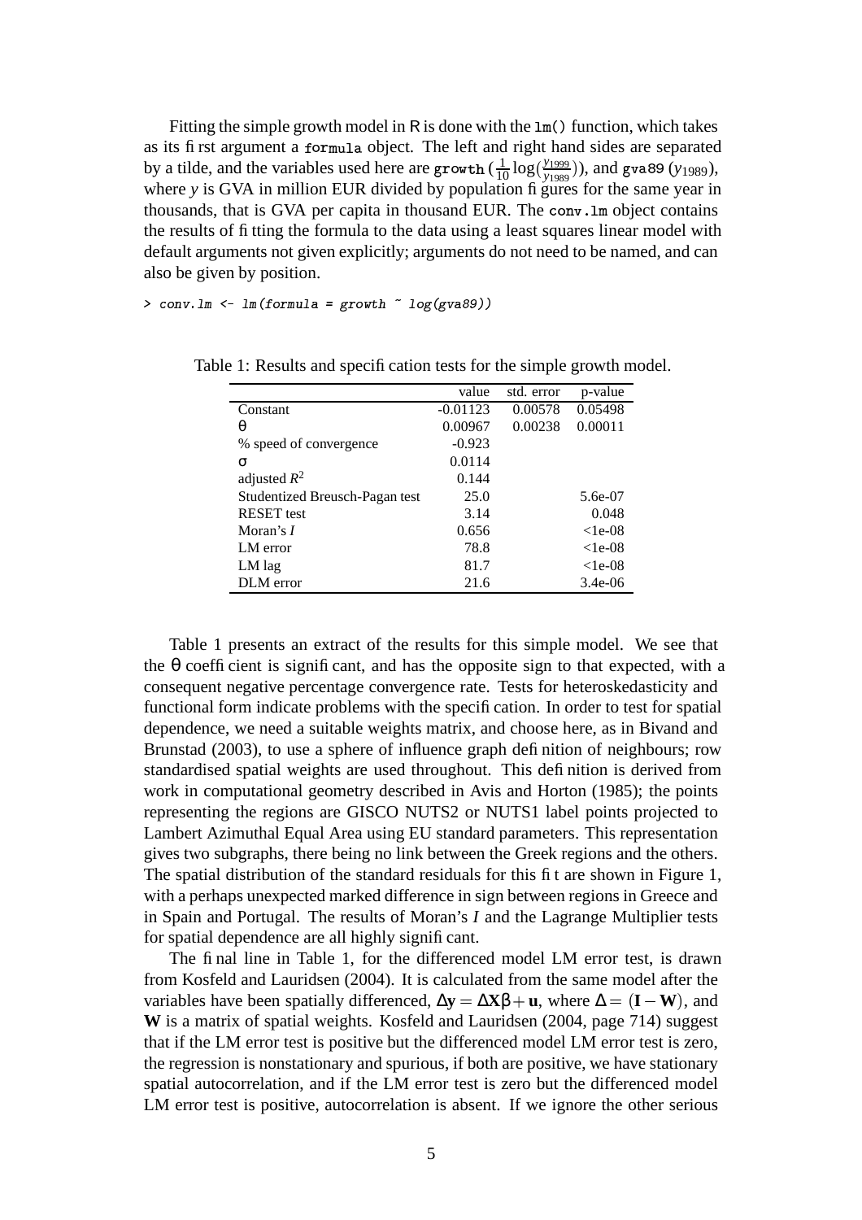Fitting the simple growth model in R is done with the `lm()` function, which takes as its first argument a `formula` object. The left and right hand sides are separated by a tilde, and the variables used here are `growth` ($\frac{1}{10}\log(\frac{y_{1999}}{y_{1989}})$), and `gva89` ($y_{1989}$), where $y$ is GVA in million EUR divided by population figures for the same year in thousands, that is GVA per capita in thousand EUR. The `conv.lm` object contains the results of fitting the formula to the data using a least squares linear model with default arguments not given explicitly; arguments do not need to be named, and can also be given by position.

```
> conv.lm <- lm(formula = growth ~ log(gva89))
```

Table 1: Results and specification tests for the simple growth model.

| | value | std. error | p-value |
|---|---|---|---|
| Constant | -0.01123 | 0.00578 | 0.05498 |
| $\theta$ | 0.00967 | 0.00238 | 0.00011 |
| % speed of convergence | -0.923 | | |
| $\sigma$ | 0.0114 | | |
| adjusted $R^2$ | 0.144 | | |
| Studentized Breusch-Pagan test | 25.0 | | 5.6e-07 |
| RESET test | 3.14 | | 0.048 |
| Moran's $I$ | 0.656 | | <1e-08 |
| LM error | 78.8 | | <1e-08 |
| LM lag | 81.7 | | <1e-08 |
| DLM error | 21.6 | | 3.4e-06 |

Table 1 presents an extract of the results for this simple model. We see that the $\theta$ coefficient is significant, and has the opposite sign to that expected, with a consequent negative percentage convergence rate. Tests for heteroskedasticity and functional form indicate problems with the specification. In order to test for spatial dependence, we need a suitable weights matrix, and choose here, as in Bivand and Brunstad (2003), to use a sphere of influence graph definition of neighbours; row standardised spatial weights are used throughout. This definition is derived from work in computational geometry described in Avis and Horton (1985); the points representing the regions are GISCO NUTS2 or NUTS1 label points projected to Lambert Azimuthal Equal Area using EU standard parameters. This representation gives two subgraphs, there being no link between the Greek regions and the others. The spatial distribution of the standard residuals for this fit are shown in Figure 1, with a perhaps unexpected marked difference in sign between regions in Greece and in Spain and Portugal. The results of Moran's $I$ and the Lagrange Multiplier tests for spatial dependence are all highly significant.

The final line in Table 1, for the differenced model LM error test, is drawn from Kosfeld and Lauridsen (2004). It is calculated from the same model after the variables have been spatially differenced, $\Delta\mathbf{y} = \Delta\mathbf{X}\beta + \mathbf{u}$, where $\Delta = (\mathbf{I} - \mathbf{W})$, and $\mathbf{W}$ is a matrix of spatial weights. Kosfeld and Lauridsen (2004, page 714) suggest that if the LM error test is positive but the differenced model LM error test is zero, the regression is nonstationary and spurious, if both are positive, we have stationary spatial autocorrelation, and if the LM error test is zero but the differenced model LM error test is positive, autocorrelation is absent. If we ignore the other serious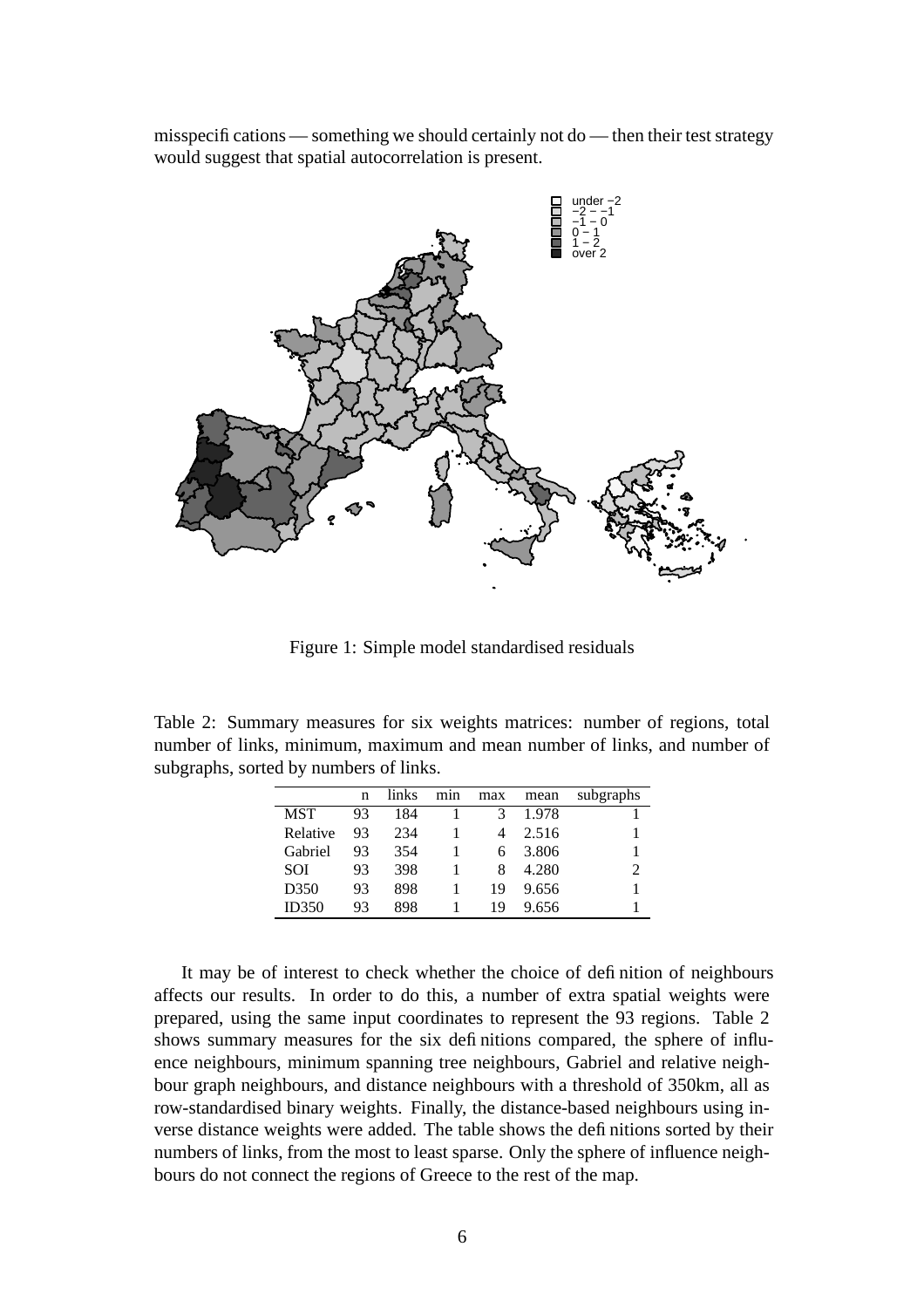misspecifications — something we should certainly not do — then their test strategy would suggest that spatial autocorrelation is present.

Figure 1: Simple model standardised residuals

Table 2: Summary measures for six weights matrices: number of regions, total number of links, minimum, maximum and mean number of links, and number of subgraphs, sorted by numbers of links.

| | n | links | min | max | mean | subgraphs |
|---|---|---|---|---|---|---|
| MST | 93 | 184 | 1 | 3 | 1.978 | 1 |
| Relative | 93 | 234 | 1 | 4 | 2.516 | 1 |
| Gabriel | 93 | 354 | 1 | 6 | 3.806 | 1 |
| SOI | 93 | 398 | 1 | 8 | 4.280 | 2 |
| D350 | 93 | 898 | 1 | 19 | 9.656 | 1 |
| ID350 | 93 | 898 | 1 | 19 | 9.656 | 1 |

It may be of interest to check whether the choice of definition of neighbours affects our results. In order to do this, a number of extra spatial weights were prepared, using the same input coordinates to represent the 93 regions. Table 2 shows summary measures for the six definitions compared, the sphere of influence neighbours, minimum spanning tree neighbours, Gabriel and relative neighbour graph neighbours, and distance neighbours with a threshold of 350km, all as row-standardised binary weights. Finally, the distance-based neighbours using inverse distance weights were added. The table shows the definitions sorted by their numbers of links, from the most to least sparse. Only the sphere of influence neighbours do not connect the regions of Greece to the rest of the map.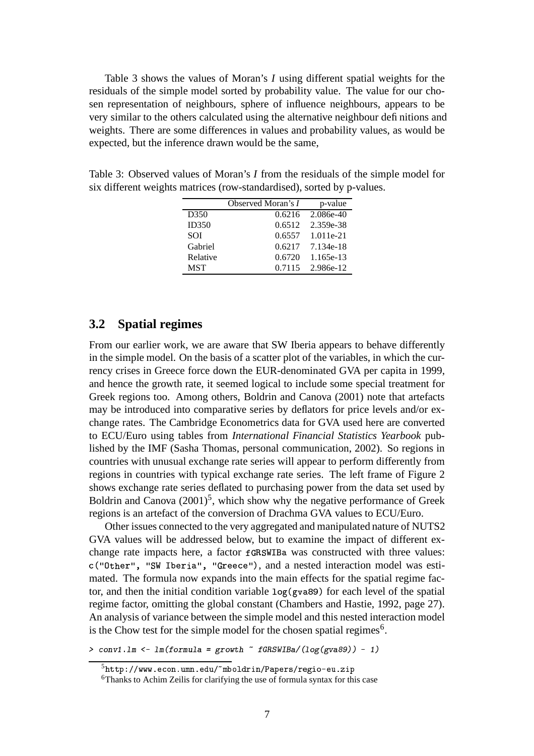Table 3 shows the values of Moran's *I* using different spatial weights for the residuals of the simple model sorted by probability value. The value for our chosen representation of neighbours, sphere of influence neighbours, appears to be very similar to the others calculated using the alternative neighbour definitions and weights. There are some differences in values and probability values, as would be expected, but the inference drawn would be the same,

Table 3: Observed values of Moran's *I* from the residuals of the simple model for six different weights matrices (row-standardised), sorted by p-values.

| | Observed Moran's *I* | p-value |
|---|---|---|
| D350 | 0.6216 | 2.086e-40 |
| ID350 | 0.6512 | 2.359e-38 |
| SOI | 0.6557 | 1.011e-21 |
| Gabriel | 0.6217 | 7.134e-18 |
| Relative | 0.6720 | 1.165e-13 |
| MST | 0.7115 | 2.986e-12 |

## 3.2 Spatial regimes

From our earlier work, we are aware that SW Iberia appears to behave differently in the simple model. On the basis of a scatter plot of the variables, in which the currency crises in Greece force down the EUR-denominated GVA per capita in 1999, and hence the growth rate, it seemed logical to include some special treatment for Greek regions too. Among others, Boldrin and Canova (2001) note that artefacts may be introduced into comparative series by deflators for price levels and/or exchange rates. The Cambridge Econometrics data for GVA used here are converted to ECU/Euro using tables from *International Financial Statistics Yearbook* published by the IMF (Sasha Thomas, personal communication, 2002). So regions in countries with unusual exchange rate series will appear to perform differently from regions in countries with typical exchange rate series. The left frame of Figure 2 shows exchange rate series deflated to purchasing power from the data set used by Boldrin and Canova (2001)[5], which show why the negative performance of Greek regions is an artefact of the conversion of Drachma GVA values to ECU/Euro.

Other issues connected to the very aggregated and manipulated nature of NUTS2 GVA values will be addressed below, but to examine the impact of different exchange rate impacts here, a factor `fGRSWIBa` was constructed with three values: `c("Other", "SW Iberia", "Greece")`, and a nested interaction model was estimated. The formula now expands into the main effects for the spatial regime factor, and then the initial condition variable `log(gva89)` for each level of the spatial regime factor, omitting the global constant (Chambers and Hastie, 1992, page 27). An analysis of variance between the simple model and this nested interaction model is the Chow test for the simple model for the chosen spatial regimes[6].

```
> conv1.lm <- lm(formula = growth ~ fGRSWIBa/(log(gva89)) - 1)
```

[5] `http://www.econ.umn.edu/~mboldrin/Papers/regio-eu.zip`

[6] Thanks to Achim Zeilis for clarifying the use of formula syntax for this case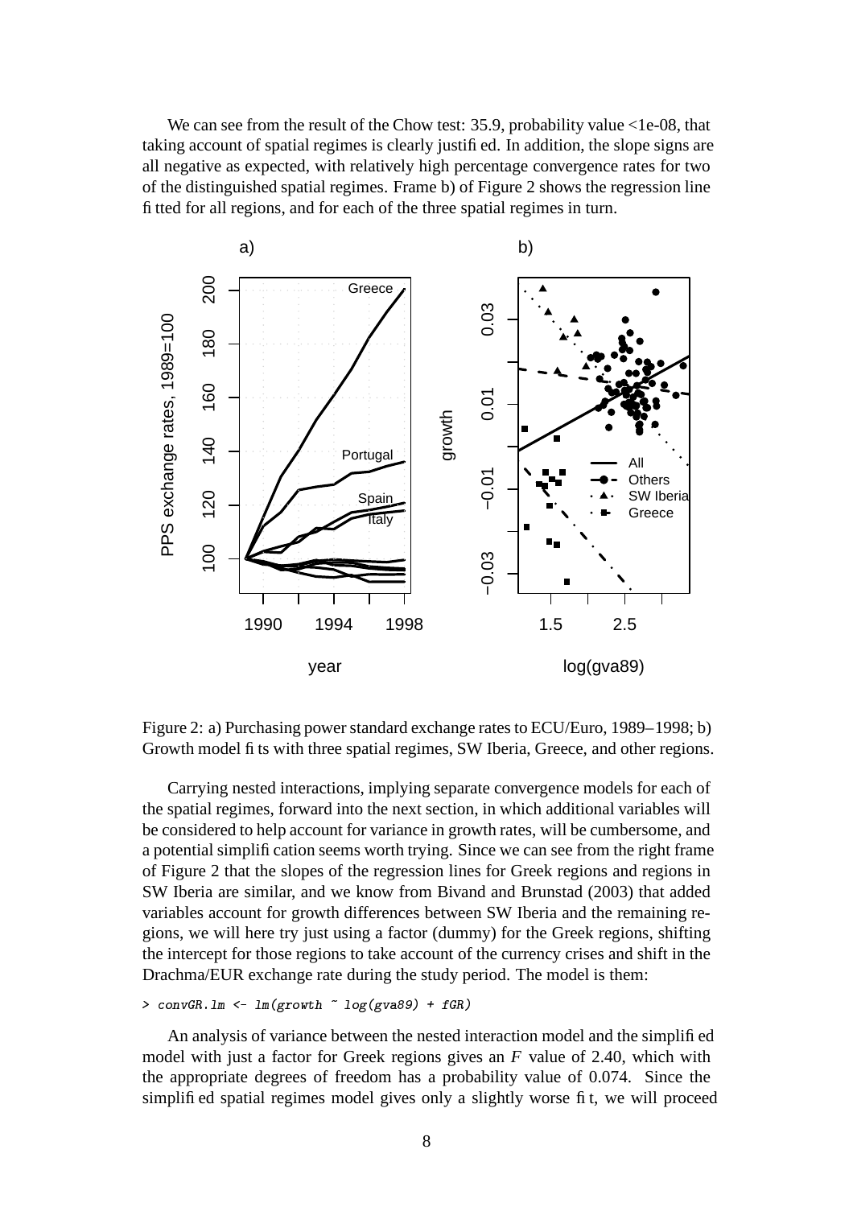We can see from the result of the Chow test: 35.9, probability value <1e-08, that taking account of spatial regimes is clearly justified. In addition, the slope signs are all negative as expected, with relatively high percentage convergence rates for two of the distinguished spatial regimes. Frame b) of Figure 2 shows the regression line fitted for all regions, and for each of the three spatial regimes in turn.

Figure 2: a) Purchasing power standard exchange rates to ECU/Euro, 1989–1998; b) Growth model fits with three spatial regimes, SW Iberia, Greece, and other regions.

Carrying nested interactions, implying separate convergence models for each of the spatial regimes, forward into the next section, in which additional variables will be considered to help account for variance in growth rates, will be cumbersome, and a potential simplification seems worth trying. Since we can see from the right frame of Figure 2 that the slopes of the regression lines for Greek regions and regions in SW Iberia are similar, and we know from Bivand and Brunstad (2003) that added variables account for growth differences between SW Iberia and the remaining regions, we will here try just using a factor (dummy) for the Greek regions, shifting the intercept for those regions to take account of the currency crises and shift in the Drachma/EUR exchange rate during the study period. The model is them:

```
> convGR.lm <- lm(growth ~ log(gva89) + fGR)
```

An analysis of variance between the nested interaction model and the simplified model with just a factor for Greek regions gives an $F$ value of 2.40, which with the appropriate degrees of freedom has a probability value of 0.074. Since the simplified spatial regimes model gives only a slightly worse fit, we will proceed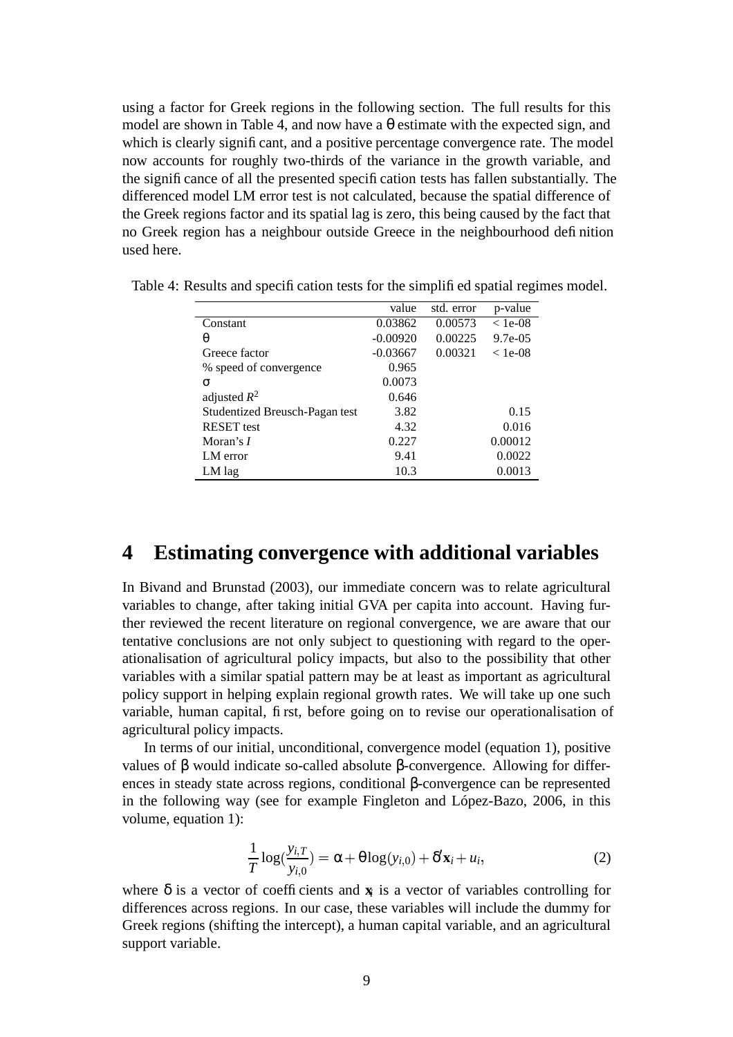using a factor for Greek regions in the following section. The full results for this model are shown in Table 4, and now have a $\theta$ estimate with the expected sign, and which is clearly significant, and a positive percentage convergence rate. The model now accounts for roughly two-thirds of the variance in the growth variable, and the significance of all the presented specification tests has fallen substantially. The differenced model LM error test is not calculated, because the spatial difference of the Greek regions factor and its spatial lag is zero, this being caused by the fact that no Greek region has a neighbour outside Greece in the neighbourhood definition used here.

Table 4: Results and specification tests for the simplified spatial regimes model.

| | value | std. error | p-value |
|---|---|---|---|
| Constant | 0.03862 | 0.00573 | < 1e-08 |
| $\theta$ | -0.00920 | 0.00225 | 9.7e-05 |
| Greece factor | -0.03667 | 0.00321 | < 1e-08 |
| % speed of convergence | 0.965 | | |
| $\sigma$ | 0.0073 | | |
| adjusted $R^2$ | 0.646 | | |
| Studentized Breusch-Pagan test | 3.82 | | 0.15 |
| RESET test | 4.32 | | 0.016 |
| Moran's $I$ | 0.227 | | 0.00012 |
| LM error | 9.41 | | 0.0022 |
| LM lag | 10.3 | | 0.0013 |

## 4 Estimating convergence with additional variables

In Bivand and Brunstad (2003), our immediate concern was to relate agricultural variables to change, after taking initial GVA per capita into account. Having further reviewed the recent literature on regional convergence, we are aware that our tentative conclusions are not only subject to questioning with regard to the operationalisation of agricultural policy impacts, but also to the possibility that other variables with a similar spatial pattern may be at least as important as agricultural policy support in helping explain regional growth rates. We will take up one such variable, human capital, first, before going on to revise our operationalisation of agricultural policy impacts.

In terms of our initial, unconditional, convergence model (equation 1), positive values of $\beta$ would indicate so-called absolute $\beta$-convergence. Allowing for differences in steady state across regions, conditional $\beta$-convergence can be represented in the following way (see for example Fingleton and López-Bazo, 2006, in this volume, equation 1):

$$\frac{1}{T}\log\left(\frac{y_{i,T}}{y_{i,0}}\right) = \alpha + \theta \log(y_{i,0}) + \delta' \mathbf{x}_i + u_i, \tag{2}$$

where $\delta$ is a vector of coefficients and $\mathbf{x}_i$ is a vector of variables controlling for differences across regions. In our case, these variables will include the dummy for Greek regions (shifting the intercept), a human capital variable, and an agricultural support variable.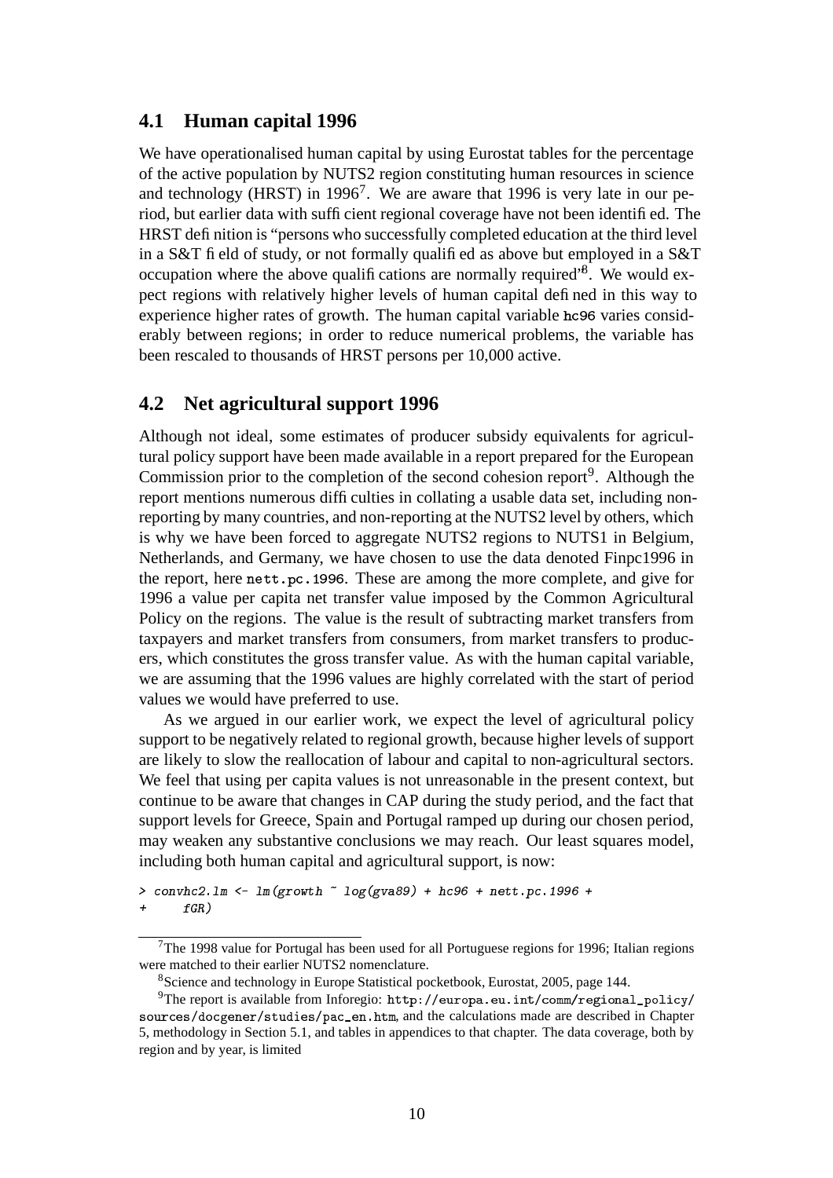## 4.1 Human capital 1996

We have operationalised human capital by using Eurostat tables for the percentage of the active population by NUTS2 region constituting human resources in science and technology (HRST) in 1996[7]. We are aware that 1996 is very late in our period, but earlier data with sufficient regional coverage have not been identified. The HRST definition is "persons who successfully completed education at the third level in a S&T field of study, or not formally qualified as above but employed in a S&T occupation where the above qualifications are normally required"[8]. We would expect regions with relatively higher levels of human capital defined in this way to experience higher rates of growth. The human capital variable `hc96` varies considerably between regions; in order to reduce numerical problems, the variable has been rescaled to thousands of HRST persons per 10,000 active.

## 4.2 Net agricultural support 1996

Although not ideal, some estimates of producer subsidy equivalents for agricultural policy support have been made available in a report prepared for the European Commission prior to the completion of the second cohesion report[9]. Although the report mentions numerous difficulties in collating a usable data set, including non-reporting by many countries, and non-reporting at the NUTS2 level by others, which is why we have been forced to aggregate NUTS2 regions to NUTS1 in Belgium, Netherlands, and Germany, we have chosen to use the data denoted Finpc1996 in the report, here `nett.pc.1996`. These are among the more complete, and give for 1996 a value per capita net transfer value imposed by the Common Agricultural Policy on the regions. The value is the result of subtracting market transfers from taxpayers and market transfers from consumers, from market transfers to producers, which constitutes the gross transfer value. As with the human capital variable, we are assuming that the 1996 values are highly correlated with the start of period values we would have preferred to use.

As we argued in our earlier work, we expect the level of agricultural policy support to be negatively related to regional growth, because higher levels of support are likely to slow the reallocation of labour and capital to non-agricultural sectors. We feel that using per capita values is not unreasonable in the present context, but continue to be aware that changes in CAP during the study period, and the fact that support levels for Greece, Spain and Portugal ramped up during our chosen period, may weaken any substantive conclusions we may reach. Our least squares model, including both human capital and agricultural support, is now:

```
> convhc2.lm <- lm(growth ~ log(gva89) + hc96 + nett.pc.1996 +
+     fGR)
```

---

[7] The 1998 value for Portugal has been used for all Portuguese regions for 1996; Italian regions were matched to their earlier NUTS2 nomenclature.

[8] Science and technology in Europe Statistical pocketbook, Eurostat, 2005, page 144.

[9] The report is available from Inforegio: `http://europa.eu.int/comm/regional_policy/sources/docgener/studies/pac_en.htm`, and the calculations made are described in Chapter 5, methodology in Section 5.1, and tables in appendices to that chapter. The data coverage, both by region and by year, is limited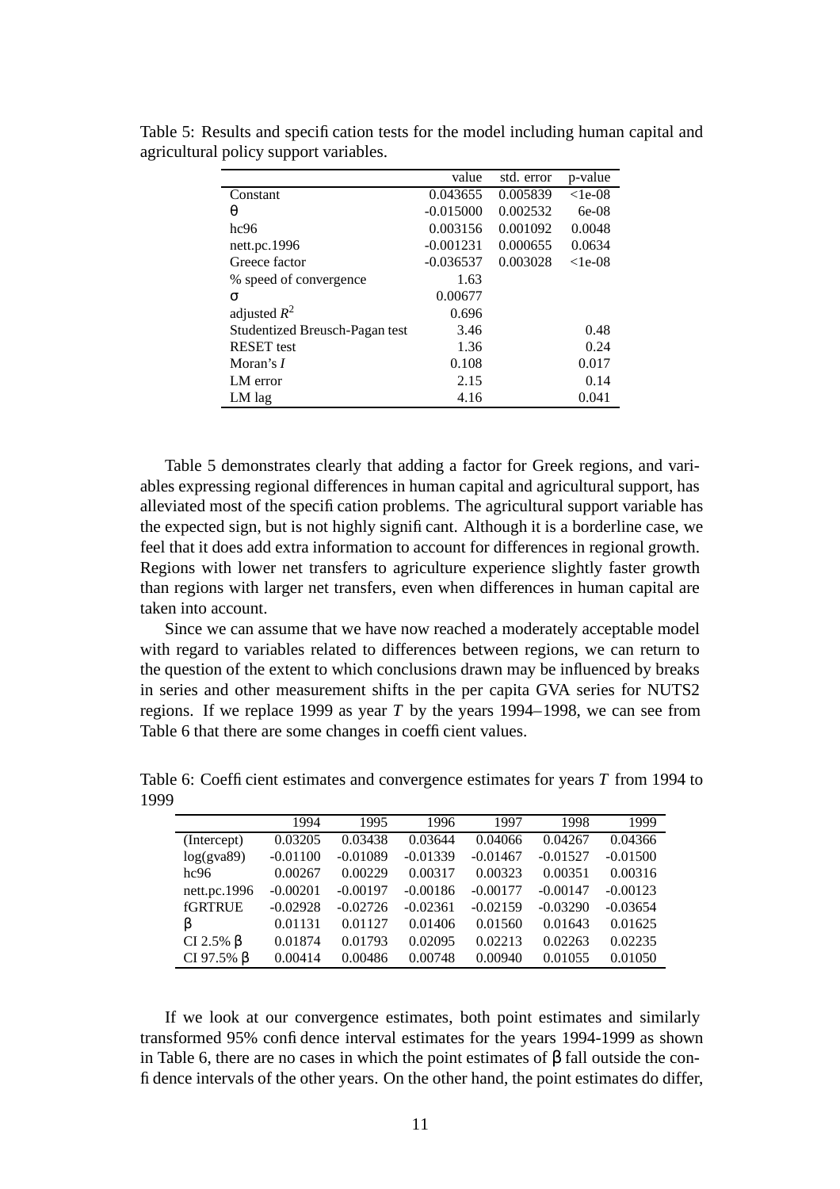Table 5: Results and specification tests for the model including human capital and agricultural policy support variables.

| | value | std. error | p-value |
|---|---|---|---|
| Constant | 0.043655 | 0.005839 | <1e-08 |
| $\theta$ | -0.015000 | 0.002532 | 6e-08 |
| hc96 | 0.003156 | 0.001092 | 0.0048 |
| nett.pc.1996 | -0.001231 | 0.000655 | 0.0634 |
| Greece factor | -0.036537 | 0.003028 | <1e-08 |
| % speed of convergence | 1.63 | | |
| $\sigma$ | 0.00677 | | |
| adjusted $R^2$ | 0.696 | | |
| Studentized Breusch-Pagan test | 3.46 | | 0.48 |
| RESET test | 1.36 | | 0.24 |
| Moran's $I$ | 0.108 | | 0.017 |
| LM error | 2.15 | | 0.14 |
| LM lag | 4.16 | | 0.041 |

Table 5 demonstrates clearly that adding a factor for Greek regions, and variables expressing regional differences in human capital and agricultural support, has alleviated most of the specification problems. The agricultural support variable has the expected sign, but is not highly significant. Although it is a borderline case, we feel that it does add extra information to account for differences in regional growth. Regions with lower net transfers to agriculture experience slightly faster growth than regions with larger net transfers, even when differences in human capital are taken into account.

Since we can assume that we have now reached a moderately acceptable model with regard to variables related to differences between regions, we can return to the question of the extent to which conclusions drawn may be influenced by breaks in series and other measurement shifts in the per capita GVA series for NUTS2 regions. If we replace 1999 as year $T$ by the years 1994–1998, we can see from Table 6 that there are some changes in coefficient values.

Table 6: Coefficient estimates and convergence estimates for years $T$ from 1994 to 1999

| | 1994 | 1995 | 1996 | 1997 | 1998 | 1999 |
|---|---|---|---|---|---|---|
| (Intercept) | 0.03205 | 0.03438 | 0.03644 | 0.04066 | 0.04267 | 0.04366 |
| log(gva89) | -0.01100 | -0.01089 | -0.01339 | -0.01467 | -0.01527 | -0.01500 |
| hc96 | 0.00267 | 0.00229 | 0.00317 | 0.00323 | 0.00351 | 0.00316 |
| nett.pc.1996 | -0.00201 | -0.00197 | -0.00186 | -0.00177 | -0.00147 | -0.00123 |
| fGRTRUE | -0.02928 | -0.02726 | -0.02361 | -0.02159 | -0.03290 | -0.03654 |
| $\beta$ | 0.01131 | 0.01127 | 0.01406 | 0.01560 | 0.01643 | 0.01625 |
| CI 2.5% $\beta$ | 0.01874 | 0.01793 | 0.02095 | 0.02213 | 0.02263 | 0.02235 |
| CI 97.5% $\beta$ | 0.00414 | 0.00486 | 0.00748 | 0.00940 | 0.01055 | 0.01050 |

If we look at our convergence estimates, both point estimates and similarly transformed 95% confidence interval estimates for the years 1994-1999 as shown in Table 6, there are no cases in which the point estimates of $\beta$ fall outside the confidence intervals of the other years. On the other hand, the point estimates do differ,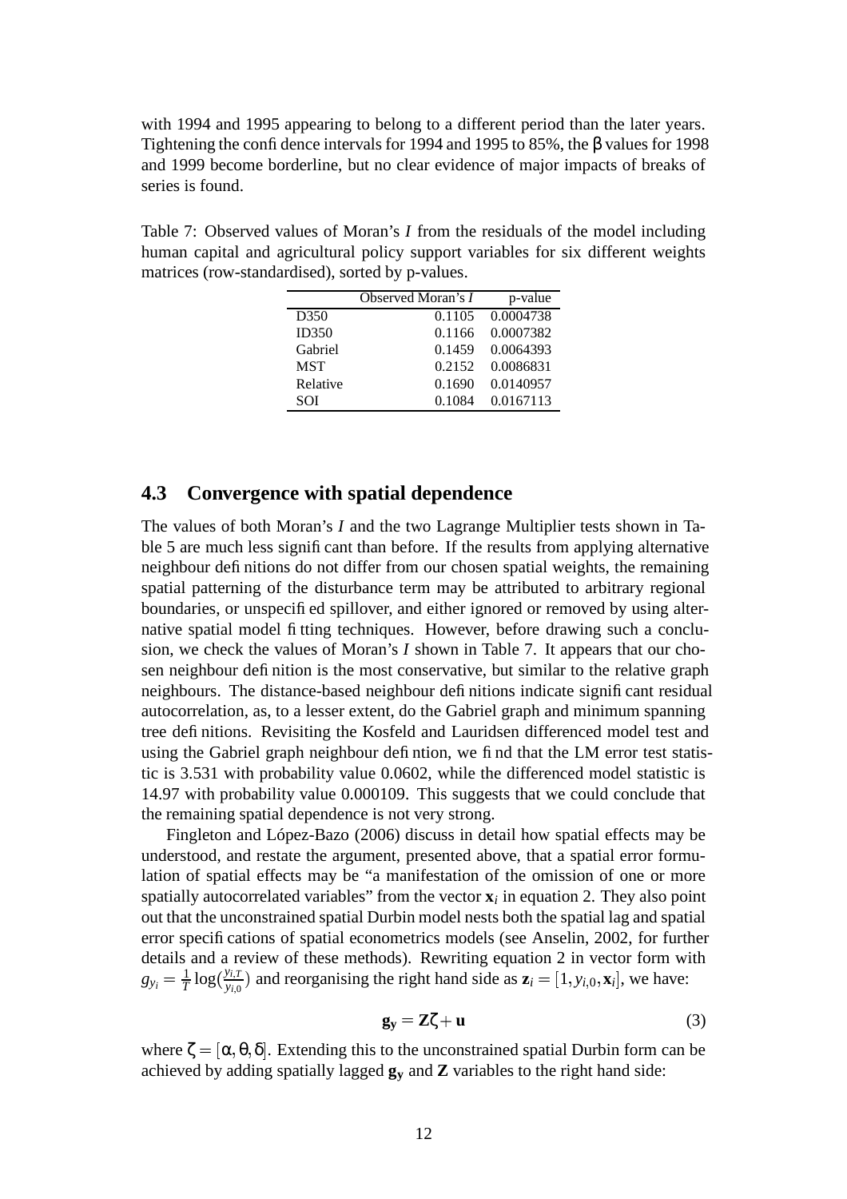with 1994 and 1995 appearing to belong to a different period than the later years. Tightening the confidence intervals for 1994 and 1995 to 85%, the β values for 1998 and 1999 become borderline, but no clear evidence of major impacts of breaks of series is found.

Table 7: Observed values of Moran's $I$ from the residuals of the model including human capital and agricultural policy support variables for six different weights matrices (row-standardised), sorted by p-values.

| | Observed Moran's $I$ | p-value |
|---|---|---|
| D350 | 0.1105 | 0.0004738 |
| ID350 | 0.1166 | 0.0007382 |
| Gabriel | 0.1459 | 0.0064393 |
| MST | 0.2152 | 0.0086831 |
| Relative | 0.1690 | 0.0140957 |
| SOI | 0.1084 | 0.0167113 |

## 4.3 Convergence with spatial dependence

The values of both Moran's $I$ and the two Lagrange Multiplier tests shown in Table 5 are much less significant than before. If the results from applying alternative neighbour definitions do not differ from our chosen spatial weights, the remaining spatial patterning of the disturbance term may be attributed to arbitrary regional boundaries, or unspecified spillover, and either ignored or removed by using alternative spatial model fitting techniques. However, before drawing such a conclusion, we check the values of Moran's $I$ shown in Table 7. It appears that our chosen neighbour definition is the most conservative, but similar to the relative graph neighbours. The distance-based neighbour definitions indicate significant residual autocorrelation, as, to a lesser extent, do the Gabriel graph and minimum spanning tree definitions. Revisiting the Kosfeld and Lauridsen differenced model test and using the Gabriel graph neighbour defintion, we find that the LM error test statistic is 3.531 with probability value 0.0602, while the differenced model statistic is 14.97 with probability value 0.000109. This suggests that we could conclude that the remaining spatial dependence is not very strong.

Fingleton and López-Bazo (2006) discuss in detail how spatial effects may be understood, and restate the argument, presented above, that a spatial error formulation of spatial effects may be "a manifestation of the omission of one or more spatially autocorrelated variables" from the vector $\mathbf{x}_i$ in equation 2. They also point out that the unconstrained spatial Durbin model nests both the spatial lag and spatial error specifications of spatial econometrics models (see Anselin, 2002, for further details and a review of these methods). Rewriting equation 2 in vector form with $g_{y_i} = \frac{1}{T}\log(\frac{y_{i,T}}{y_{i,0}})$ and reorganising the right hand side as $\mathbf{z}_i = [1, y_{i,0}, \mathbf{x}_i]$, we have:

$$\mathbf{g_y} = \mathbf{Z}\zeta + \mathbf{u} \tag{3}$$

where $\zeta = [\alpha, \theta, \delta]$. Extending this to the unconstrained spatial Durbin form can be achieved by adding spatially lagged $\mathbf{g_y}$ and $\mathbf{Z}$ variables to the right hand side: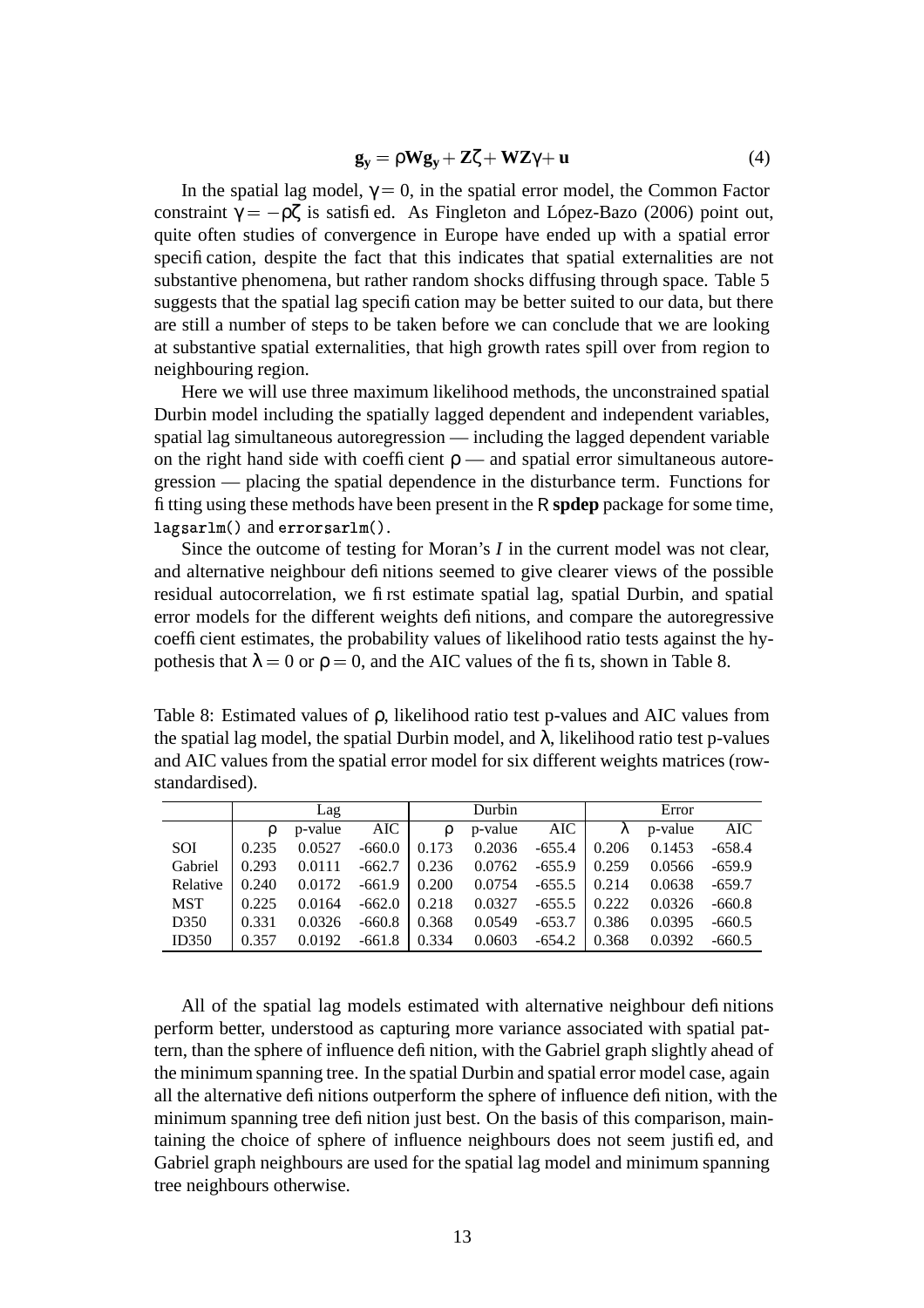$$\mathbf{g_y} = \rho \mathbf{W} \mathbf{g_y} + \mathbf{Z}\zeta + \mathbf{W}\mathbf{Z}\gamma + \mathbf{u} \tag{4}$$

In the spatial lag model, $\gamma = 0$, in the spatial error model, the Common Factor constraint $\gamma = -\rho\zeta$ is satisfied. As Fingleton and López-Bazo (2006) point out, quite often studies of convergence in Europe have ended up with a spatial error specification, despite the fact that this indicates that spatial externalities are not substantive phenomena, but rather random shocks diffusing through space. Table 5 suggests that the spatial lag specification may be better suited to our data, but there are still a number of steps to be taken before we can conclude that we are looking at substantive spatial externalities, that high growth rates spill over from region to neighbouring region.

Here we will use three maximum likelihood methods, the unconstrained spatial Durbin model including the spatially lagged dependent and independent variables, spatial lag simultaneous autoregression — including the lagged dependent variable on the right hand side with coefficient $\rho$ — and spatial error simultaneous autoregression — placing the spatial dependence in the disturbance term. Functions for fitting using these methods have been present in the R **spdep** package for some time, `lagsarlm()` and `errorsarlm()`.

Since the outcome of testing for Moran's $I$ in the current model was not clear, and alternative neighbour definitions seemed to give clearer views of the possible residual autocorrelation, we first estimate spatial lag, spatial Durbin, and spatial error models for the different weights definitions, and compare the autoregressive coefficient estimates, the probability values of likelihood ratio tests against the hypothesis that $\lambda = 0$ or $\rho = 0$, and the AIC values of the fits, shown in Table 8.

Table 8: Estimated values of $\rho$, likelihood ratio test p-values and AIC values from the spatial lag model, the spatial Durbin model, and $\lambda$, likelihood ratio test p-values and AIC values from the spatial error model for six different weights matrices (row-standardised).

| | Lag | | | Durbin | | | Error | | |
|---|---|---|---|---|---|---|---|---|---|
| | $\rho$ | p-value | AIC | $\rho$ | p-value | AIC | $\lambda$ | p-value | AIC |
| SOI | 0.235 | 0.0527 | -660.0 | 0.173 | 0.2036 | -655.4 | 0.206 | 0.1453 | -658.4 |
| Gabriel | 0.293 | 0.0111 | -662.7 | 0.236 | 0.0762 | -655.9 | 0.259 | 0.0566 | -659.9 |
| Relative | 0.240 | 0.0172 | -661.9 | 0.200 | 0.0754 | -655.5 | 0.214 | 0.0638 | -659.7 |
| MST | 0.225 | 0.0164 | -662.0 | 0.218 | 0.0327 | -655.5 | 0.222 | 0.0326 | -660.8 |
| D350 | 0.331 | 0.0326 | -660.8 | 0.368 | 0.0549 | -653.7 | 0.386 | 0.0395 | -660.5 |
| ID350 | 0.357 | 0.0192 | -661.8 | 0.334 | 0.0603 | -654.2 | 0.368 | 0.0392 | -660.5 |

All of the spatial lag models estimated with alternative neighbour definitions perform better, understood as capturing more variance associated with spatial pattern, than the sphere of influence definition, with the Gabriel graph slightly ahead of the minimum spanning tree. In the spatial Durbin and spatial error model case, again all the alternative definitions outperform the sphere of influence definition, with the minimum spanning tree definition just best. On the basis of this comparison, maintaining the choice of sphere of influence neighbours does not seem justified, and Gabriel graph neighbours are used for the spatial lag model and minimum spanning tree neighbours otherwise.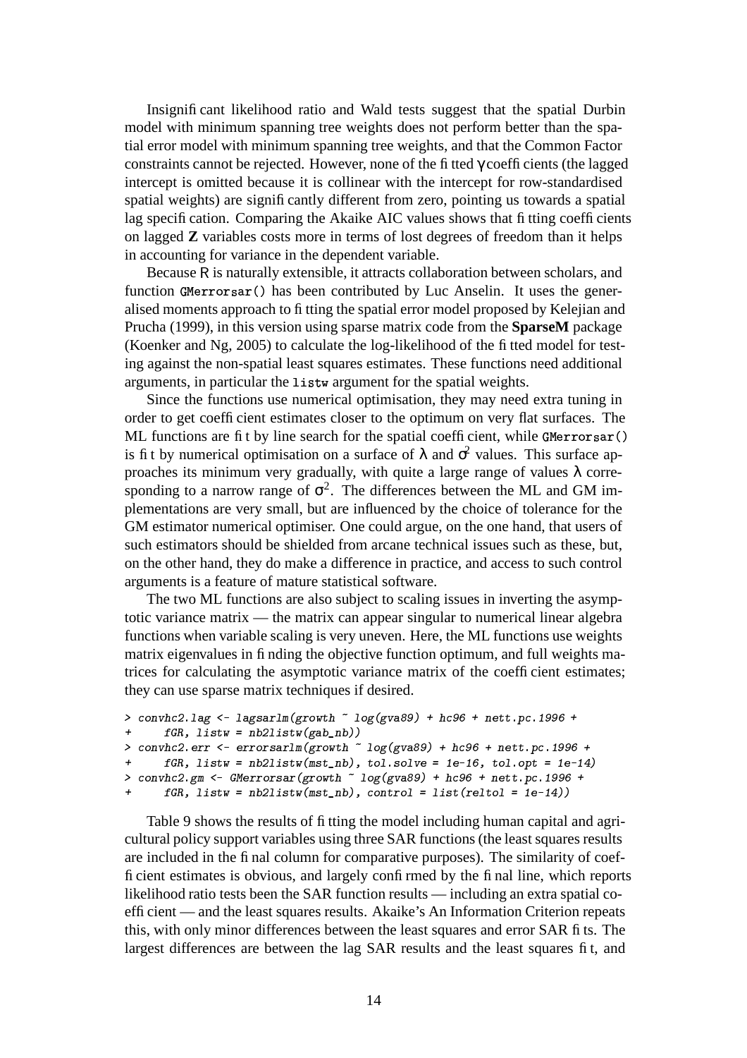Insignificant likelihood ratio and Wald tests suggest that the spatial Durbin model with minimum spanning tree weights does not perform better than the spatial error model with minimum spanning tree weights, and that the Common Factor constraints cannot be rejected. However, none of the fitted $\gamma$ coefficients (the lagged intercept is omitted because it is collinear with the intercept for row-standardised spatial weights) are significantly different from zero, pointing us towards a spatial lag specification. Comparing the Akaike AIC values shows that fitting coefficients on lagged **Z** variables costs more in terms of lost degrees of freedom than it helps in accounting for variance in the dependent variable.

Because R is naturally extensible, it attracts collaboration between scholars, and function `GMerrorsar()` has been contributed by Luc Anselin. It uses the generalised moments approach to fitting the spatial error model proposed by Kelejian and Prucha (1999), in this version using sparse matrix code from the **SparseM** package (Koenker and Ng, 2005) to calculate the log-likelihood of the fitted model for testing against the non-spatial least squares estimates. These functions need additional arguments, in particular the `listw` argument for the spatial weights.

Since the functions use numerical optimisation, they may need extra tuning in order to get coefficient estimates closer to the optimum on very flat surfaces. The ML functions are fit by line search for the spatial coefficient, while `GMerrorsar()` is fit by numerical optimisation on a surface of $\lambda$ and $\sigma^2$ values. This surface approaches its minimum very gradually, with quite a large range of values $\lambda$ corresponding to a narrow range of $\sigma^2$. The differences between the ML and GM implementations are very small, but are influenced by the choice of tolerance for the GM estimator numerical optimiser. One could argue, on the one hand, that users of such estimators should be shielded from arcane technical issues such as these, but, on the other hand, they do make a difference in practice, and access to such control arguments is a feature of mature statistical software.

The two ML functions are also subject to scaling issues in inverting the asymptotic variance matrix — the matrix can appear singular to numerical linear algebra functions when variable scaling is very uneven. Here, the ML functions use weights matrix eigenvalues in finding the objective function optimum, and full weights matrices for calculating the asymptotic variance matrix of the coefficient estimates; they can use sparse matrix techniques if desired.

```
> convhc2.lag <- lagsarlm(growth ~ log(gva89) + hc96 + nett.pc.1996 +
+     fGR, listw = nb2listw(gab_nb))
> convhc2.err <- errorsarlm(growth ~ log(gva89) + hc96 + nett.pc.1996 +
+     fGR, listw = nb2listw(mst_nb), tol.solve = 1e-16, tol.opt = 1e-14)
> convhc2.gm <- GMerrorsar(growth ~ log(gva89) + hc96 + nett.pc.1996 +
+     fGR, listw = nb2listw(mst_nb), control = list(reltol = 1e-14))
```

Table 9 shows the results of fitting the model including human capital and agricultural policy support variables using three SAR functions (the least squares results are included in the final column for comparative purposes). The similarity of coefficient estimates is obvious, and largely confirmed by the final line, which reports likelihood ratio tests been the SAR function results — including an extra spatial coefficient — and the least squares results. Akaike's An Information Criterion repeats this, with only minor differences between the least squares and error SAR fits. The largest differences are between the lag SAR results and the least squares fit, and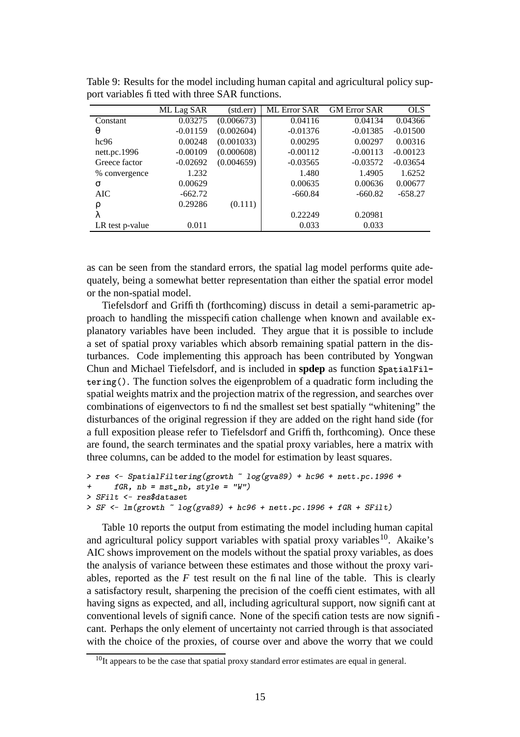Table 9: Results for the model including human capital and agricultural policy support variables fitted with three SAR functions.

| | ML Lag SAR | (std.err) | ML Error SAR | GM Error SAR | OLS |
|---|---|---|---|---|---|
| Constant | 0.03275 | (0.006673) | 0.04116 | 0.04134 | 0.04366 |
| $\theta$ | -0.01159 | (0.002604) | -0.01376 | -0.01385 | -0.01500 |
| hc96 | 0.00248 | (0.001033) | 0.00295 | 0.00297 | 0.00316 |
| nett.pc.1996 | -0.00109 | (0.000608) | -0.00112 | -0.00113 | -0.00123 |
| Greece factor | -0.02692 | (0.004659) | -0.03565 | -0.03572 | -0.03654 |
| % convergence | 1.232 | | 1.480 | 1.4905 | 1.6252 |
| $\sigma$ | 0.00629 | | 0.00635 | 0.00636 | 0.00677 |
| AIC | -662.72 | | -660.84 | -660.82 | -658.27 |
| $\rho$ | 0.29286 | (0.111) | | | |
| $\lambda$ | | | 0.22249 | 0.20981 | |
| LR test p-value | 0.011 | | 0.033 | 0.033 | |

as can be seen from the standard errors, the spatial lag model performs quite adequately, being a somewhat better representation than either the spatial error model or the non-spatial model.

Tiefelsdorf and Griffith (forthcoming) discuss in detail a semi-parametric approach to handling the misspecification challenge when known and available explanatory variables have been included. They argue that it is possible to include a set of spatial proxy variables which absorb remaining spatial pattern in the disturbances. Code implementing this approach has been contributed by Yongwan Chun and Michael Tiefelsdorf, and is included in **spdep** as function `SpatialFiltering()`. The function solves the eigenproblem of a quadratic form including the spatial weights matrix and the projection matrix of the regression, and searches over combinations of eigenvectors to find the smallest set best spatially "whitening" the disturbances of the original regression if they are added on the right hand side (for a full exposition please refer to Tiefelsdorf and Griffith, forthcoming). Once these are found, the search terminates and the spatial proxy variables, here a matrix with three columns, can be added to the model for estimation by least squares.

```
> res <- SpatialFiltering(growth ~ log(gva89) + hc96 + nett.pc.1996 +
+     fGR, nb = mst_nb, style = "W")
> SFilt <- res$dataset
> SF <- lm(growth ~ log(gva89) + hc96 + nett.pc.1996 + fGR + SFilt)
```

Table 10 reports the output from estimating the model including human capital and agricultural policy support variables with spatial proxy variables[10]. Akaike's AIC shows improvement on the models without the spatial proxy variables, as does the analysis of variance between these estimates and those without the proxy variables, reported as the $F$ test result on the final line of the table. This is clearly a satisfactory result, sharpening the precision of the coefficient estimates, with all having signs as expected, and all, including agricultural support, now significant at conventional levels of significance. None of the specification tests are now significant. Perhaps the only element of uncertainty not carried through is that associated with the choice of the proxies, of course over and above the worry that we could

[10]It appears to be the case that spatial proxy standard error estimates are equal in general.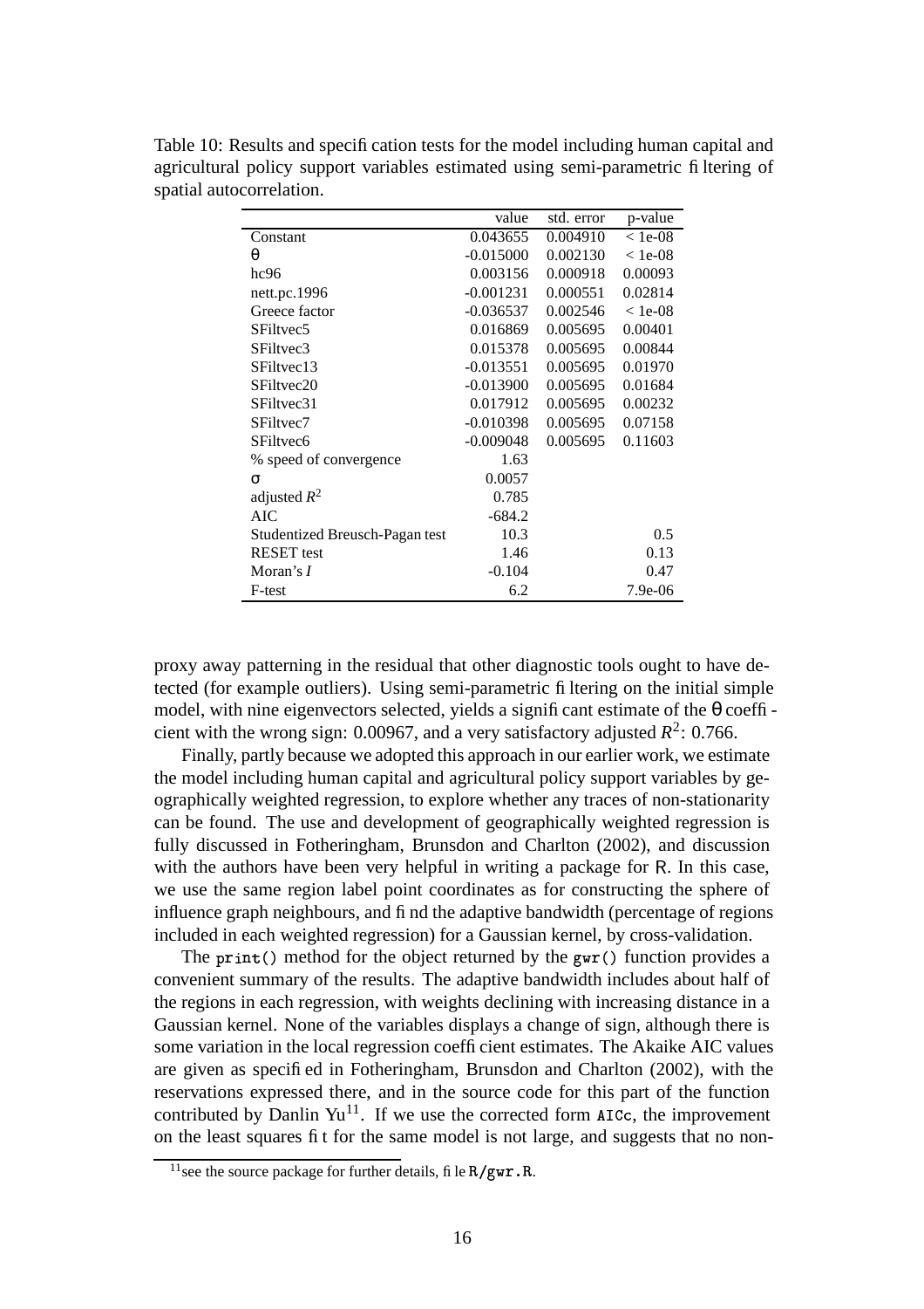Table 10: Results and specification tests for the model including human capital and agricultural policy support variables estimated using semi-parametric filtering of spatial autocorrelation.

| | value | std. error | p-value |
|---|---|---|---|
| Constant | 0.043655 | 0.004910 | $< 1e\text{-}08$ |
| $\theta$ | -0.015000 | 0.002130 | $< 1e\text{-}08$ |
| hc96 | 0.003156 | 0.000918 | 0.00093 |
| nett.pc.1996 | -0.001231 | 0.000551 | 0.02814 |
| Greece factor | -0.036537 | 0.002546 | $< 1e\text{-}08$ |
| SFiltvec5 | 0.016869 | 0.005695 | 0.00401 |
| SFiltvec3 | 0.015378 | 0.005695 | 0.00844 |
| SFiltvec13 | -0.013551 | 0.005695 | 0.01970 |
| SFiltvec20 | -0.013900 | 0.005695 | 0.01684 |
| SFiltvec31 | 0.017912 | 0.005695 | 0.00232 |
| SFiltvec7 | -0.010398 | 0.005695 | 0.07158 |
| SFiltvec6 | -0.009048 | 0.005695 | 0.11603 |
| % speed of convergence | 1.63 | | |
| $\sigma$ | 0.0057 | | |
| adjusted $R^2$ | 0.785 | | |
| AIC | -684.2 | | |
| Studentized Breusch-Pagan test | 10.3 | | 0.5 |
| RESET test | 1.46 | | 0.13 |
| Moran's $I$ | -0.104 | | 0.47 |
| F-test | 6.2 | | 7.9e-06 |

proxy away patterning in the residual that other diagnostic tools ought to have detected (for example outliers). Using semi-parametric filtering on the initial simple model, with nine eigenvectors selected, yields a significant estimate of the $\theta$ coefficient with the wrong sign: 0.00967, and a very satisfactory adjusted $R^2$: 0.766.

Finally, partly because we adopted this approach in our earlier work, we estimate the model including human capital and agricultural policy support variables by geographically weighted regression, to explore whether any traces of non-stationarity can be found. The use and development of geographically weighted regression is fully discussed in Fotheringham, Brunsdon and Charlton (2002), and discussion with the authors have been very helpful in writing a package for R. In this case, we use the same region label point coordinates as for constructing the sphere of influence graph neighbours, and find the adaptive bandwidth (percentage of regions included in each weighted regression) for a Gaussian kernel, by cross-validation.

The `print()` method for the object returned by the `gwr()` function provides a convenient summary of the results. The adaptive bandwidth includes about half of the regions in each regression, with weights declining with increasing distance in a Gaussian kernel. None of the variables displays a change of sign, although there is some variation in the local regression coefficient estimates. The Akaike AIC values are given as specified in Fotheringham, Brunsdon and Charlton (2002), with the reservations expressed there, and in the source code for this part of the function contributed by Danlin Yu[11]. If we use the corrected form `AICc`, the improvement on the least squares fit for the same model is not large, and suggests that no non-

[11] see the source package for further details, file `R/gwr.R`.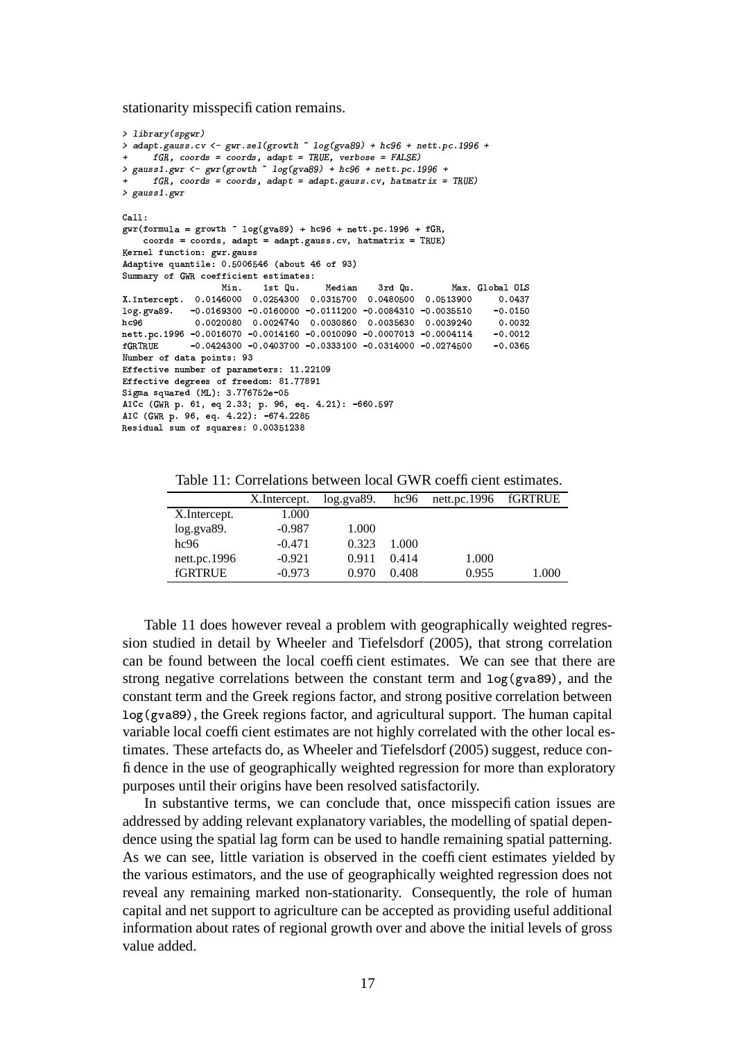stationarity misspecification remains.

```
> library(spgwr)
> adapt.gauss.cv <- gwr.sel(growth ~ log(gva89) + hc96 + nett.pc.1996 +
+     fGR, coords = coords, adapt = TRUE, verbose = FALSE)
> gauss1.gwr <- gwr(growth ~ log(gva89) + hc96 + nett.pc.1996 +
+     fGR, coords = coords, adapt = adapt.gauss.cv, hatmatrix = TRUE)
> gauss1.gwr

Call:
gwr(formula = growth ~ log(gva89) + hc96 + nett.pc.1996 + fGR,
    coords = coords, adapt = adapt.gauss.cv, hatmatrix = TRUE)
Kernel function: gwr.gauss
Adaptive quantile: 0.5006546 (about 46 of 93)
Summary of GWR coefficient estimates:
                   Min.    1st Qu.     Median    3rd Qu.       Max. Global OLS
X.Intercept.  0.0146000  0.0254300  0.0315700  0.0480500  0.0513900     0.0437
log.gva89.   -0.0169300 -0.0160000 -0.0111200 -0.0084310 -0.0035510    -0.0150
hc96          0.0020080  0.0024740  0.0030860  0.0035630  0.0039240     0.0032
nett.pc.1996 -0.0016070 -0.0014160 -0.0010090 -0.0007013 -0.0004114    -0.0012
fGRTRUE      -0.0424300 -0.0403700 -0.0333100 -0.0314000 -0.0274500    -0.0365
Number of data points: 93
Effective number of parameters: 11.22109
Effective degrees of freedom: 81.77891
Sigma squared (ML): 3.776752e-05
AICc (GWR p. 61, eq 2.33; p. 96, eq. 4.21): -660.597
AIC (GWR p. 96, eq. 4.22): -674.2285
Residual sum of squares: 0.00351238
```

Table 11: Correlations between local GWR coefficient estimates.

| | X.Intercept. | log.gva89. | hc96 | nett.pc.1996 | fGRTRUE |
|---|---|---|---|---|---|
| X.Intercept. | 1.000 | | | | |
| log.gva89. | -0.987 | 1.000 | | | |
| hc96 | -0.471 | 0.323 | 1.000 | | |
| nett.pc.1996 | -0.921 | 0.911 | 0.414 | 1.000 | |
| fGRTRUE | -0.973 | 0.970 | 0.408 | 0.955 | 1.000 |

Table 11 does however reveal a problem with geographically weighted regression studied in detail by Wheeler and Tiefelsdorf (2005), that strong correlation can be found between the local coefficient estimates. We can see that there are strong negative correlations between the constant term and `log(gva89)`, and the constant term and the Greek regions factor, and strong positive correlation between `log(gva89)`, the Greek regions factor, and agricultural support. The human capital variable local coefficient estimates are not highly correlated with the other local estimates. These artefacts do, as Wheeler and Tiefelsdorf (2005) suggest, reduce confidence in the use of geographically weighted regression for more than exploratory purposes until their origins have been resolved satisfactorily.

In substantive terms, we can conclude that, once misspecification issues are addressed by adding relevant explanatory variables, the modelling of spatial dependence using the spatial lag form can be used to handle remaining spatial patterning. As we can see, little variation is observed in the coefficient estimates yielded by the various estimators, and the use of geographically weighted regression does not reveal any remaining marked non-stationarity. Consequently, the role of human capital and net support to agriculture can be accepted as providing useful additional information about rates of regional growth over and above the initial levels of gross value added.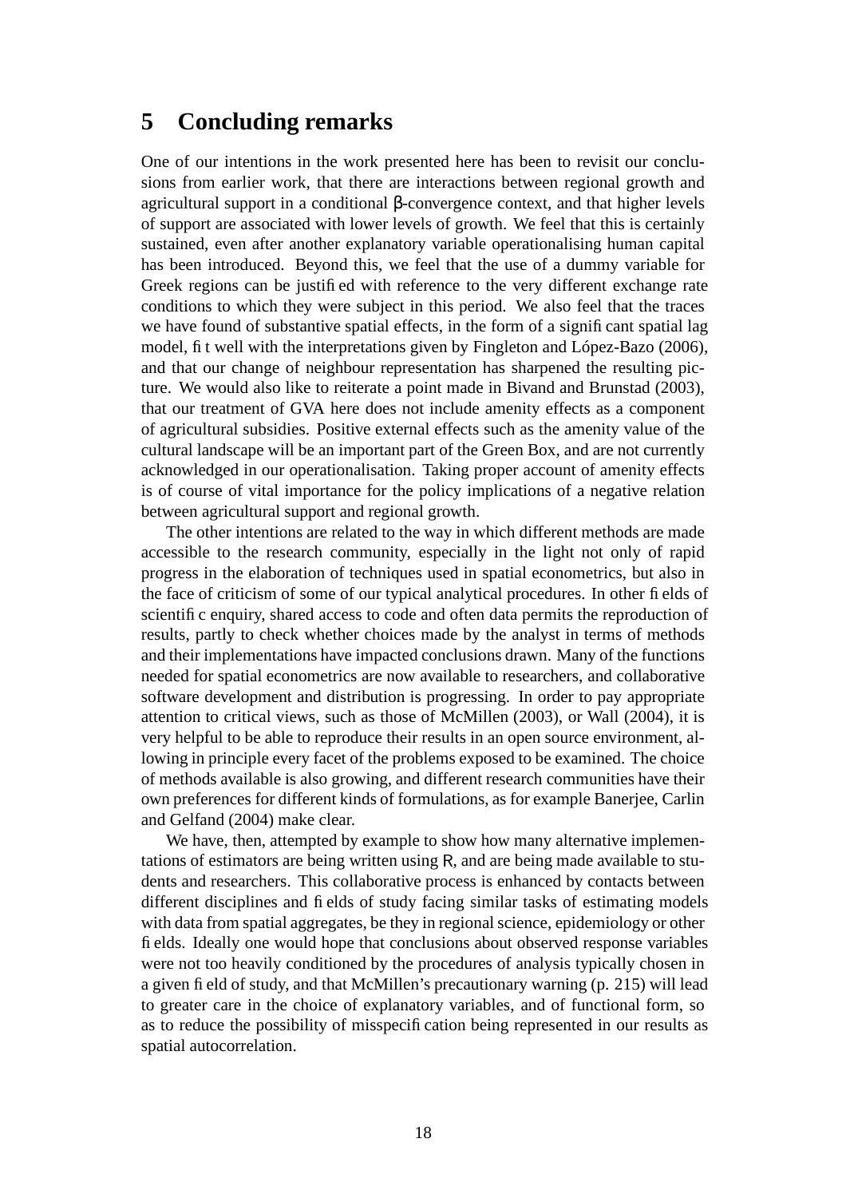## 5 Concluding remarks

One of our intentions in the work presented here has been to revisit our conclusions from earlier work, that there are interactions between regional growth and agricultural support in a conditional $\beta$-convergence context, and that higher levels of support are associated with lower levels of growth. We feel that this is certainly sustained, even after another explanatory variable operationalising human capital has been introduced. Beyond this, we feel that the use of a dummy variable for Greek regions can be justified with reference to the very different exchange rate conditions to which they were subject in this period. We also feel that the traces we have found of substantive spatial effects, in the form of a significant spatial lag model, fit well with the interpretations given by Fingleton and López-Bazo (2006), and that our change of neighbour representation has sharpened the resulting picture. We would also like to reiterate a point made in Bivand and Brunstad (2003), that our treatment of GVA here does not include amenity effects as a component of agricultural subsidies. Positive external effects such as the amenity value of the cultural landscape will be an important part of the Green Box, and are not currently acknowledged in our operationalisation. Taking proper account of amenity effects is of course of vital importance for the policy implications of a negative relation between agricultural support and regional growth.

The other intentions are related to the way in which different methods are made accessible to the research community, especially in the light not only of rapid progress in the elaboration of techniques used in spatial econometrics, but also in the face of criticism of some of our typical analytical procedures. In other fields of scientific enquiry, shared access to code and often data permits the reproduction of results, partly to check whether choices made by the analyst in terms of methods and their implementations have impacted conclusions drawn. Many of the functions needed for spatial econometrics are now available to researchers, and collaborative software development and distribution is progressing. In order to pay appropriate attention to critical views, such as those of McMillen (2003), or Wall (2004), it is very helpful to be able to reproduce their results in an open source environment, allowing in principle every facet of the problems exposed to be examined. The choice of methods available is also growing, and different research communities have their own preferences for different kinds of formulations, as for example Banerjee, Carlin and Gelfand (2004) make clear.

We have, then, attempted by example to show how many alternative implementations of estimators are being written using R, and are being made available to students and researchers. This collaborative process is enhanced by contacts between different disciplines and fields of study facing similar tasks of estimating models with data from spatial aggregates, be they in regional science, epidemiology or other fields. Ideally one would hope that conclusions about observed response variables were not too heavily conditioned by the procedures of analysis typically chosen in a given field of study, and that McMillen's precautionary warning (p. 215) will lead to greater care in the choice of explanatory variables, and of functional form, so as to reduce the possibility of misspecification being represented in our results as spatial autocorrelation.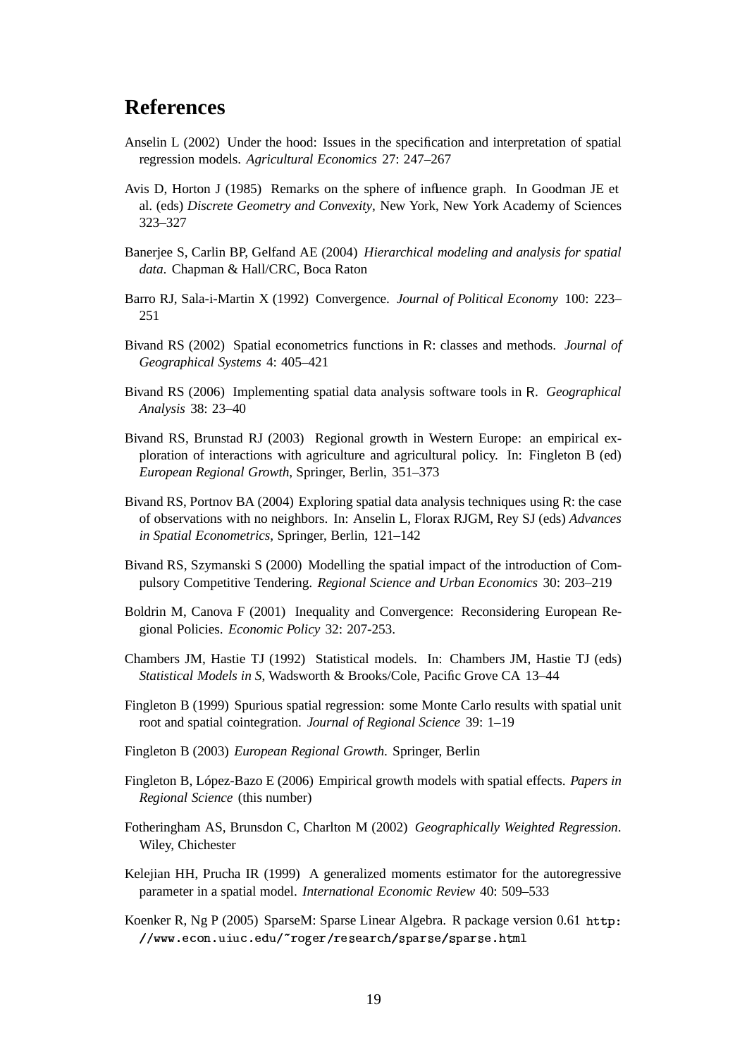# References

Anselin L (2002) Under the hood: Issues in the specification and interpretation of spatial regression models. *Agricultural Economics* 27: 247–267

Avis D, Horton J (1985) Remarks on the sphere of influence graph. In Goodman JE et al. (eds) *Discrete Geometry and Convexity*, New York, New York Academy of Sciences 323–327

Banerjee S, Carlin BP, Gelfand AE (2004) *Hierarchical modeling and analysis for spatial data*. Chapman & Hall/CRC, Boca Raton

Barro RJ, Sala-i-Martin X (1992) Convergence. *Journal of Political Economy* 100: 223–251

Bivand RS (2002) Spatial econometrics functions in R: classes and methods. *Journal of Geographical Systems* 4: 405–421

Bivand RS (2006) Implementing spatial data analysis software tools in R. *Geographical Analysis* 38: 23–40

Bivand RS, Brunstad RJ (2003) Regional growth in Western Europe: an empirical exploration of interactions with agriculture and agricultural policy. In: Fingleton B (ed) *European Regional Growth*, Springer, Berlin, 351–373

Bivand RS, Portnov BA (2004) Exploring spatial data analysis techniques using R: the case of observations with no neighbors. In: Anselin L, Florax RJGM, Rey SJ (eds) *Advances in Spatial Econometrics*, Springer, Berlin, 121–142

Bivand RS, Szymanski S (2000) Modelling the spatial impact of the introduction of Compulsory Competitive Tendering. *Regional Science and Urban Economics* 30: 203–219

Boldrin M, Canova F (2001) Inequality and Convergence: Reconsidering European Regional Policies. *Economic Policy* 32: 207-253.

Chambers JM, Hastie TJ (1992) Statistical models. In: Chambers JM, Hastie TJ (eds) *Statistical Models in S*, Wadsworth & Brooks/Cole, Pacific Grove CA 13–44

Fingleton B (1999) Spurious spatial regression: some Monte Carlo results with spatial unit root and spatial cointegration. *Journal of Regional Science* 39: 1–19

Fingleton B (2003) *European Regional Growth*. Springer, Berlin

Fingleton B, López-Bazo E (2006) Empirical growth models with spatial effects. *Papers in Regional Science* (this number)

Fotheringham AS, Brunsdon C, Charlton M (2002) *Geographically Weighted Regression*. Wiley, Chichester

Kelejian HH, Prucha IR (1999) A generalized moments estimator for the autoregressive parameter in a spatial model. *International Economic Review* 40: 509–533

Koenker R, Ng P (2005) SparseM: Sparse Linear Algebra. R package version 0.61 `http://www.econ.uiuc.edu/~roger/research/sparse/sparse.html`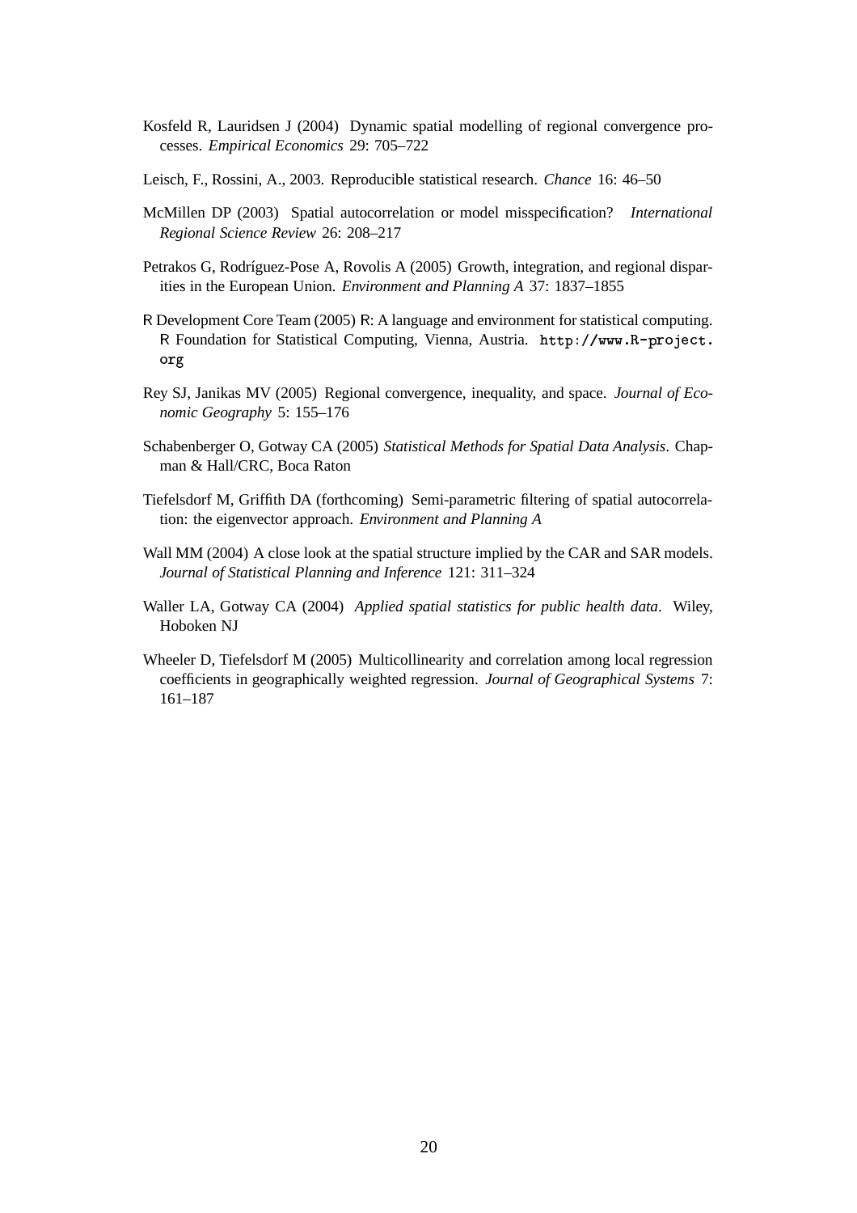Kosfeld R, Lauridsen J (2004) Dynamic spatial modelling of regional convergence processes. *Empirical Economics* 29: 705–722

Leisch, F., Rossini, A., 2003. Reproducible statistical research. *Chance* 16: 46–50

McMillen DP (2003) Spatial autocorrelation or model misspecification? *International Regional Science Review* 26: 208–217

Petrakos G, Rodríguez-Pose A, Rovolis A (2005) Growth, integration, and regional disparities in the European Union. *Environment and Planning A* 37: 1837–1855

R Development Core Team (2005) R: A language and environment for statistical computing. R Foundation for Statistical Computing, Vienna, Austria. `http://www.R-project.org`

Rey SJ, Janikas MV (2005) Regional convergence, inequality, and space. *Journal of Economic Geography* 5: 155–176

Schabenberger O, Gotway CA (2005) *Statistical Methods for Spatial Data Analysis*. Chapman & Hall/CRC, Boca Raton

Tiefelsdorf M, Griffith DA (forthcoming) Semi-parametric filtering of spatial autocorrelation: the eigenvector approach. *Environment and Planning A*

Wall MM (2004) A close look at the spatial structure implied by the CAR and SAR models. *Journal of Statistical Planning and Inference* 121: 311–324

Waller LA, Gotway CA (2004) *Applied spatial statistics for public health data*. Wiley, Hoboken NJ

Wheeler D, Tiefelsdorf M (2005) Multicollinearity and correlation among local regression coefficients in geographically weighted regression. *Journal of Geographical Systems* 7: 161–187